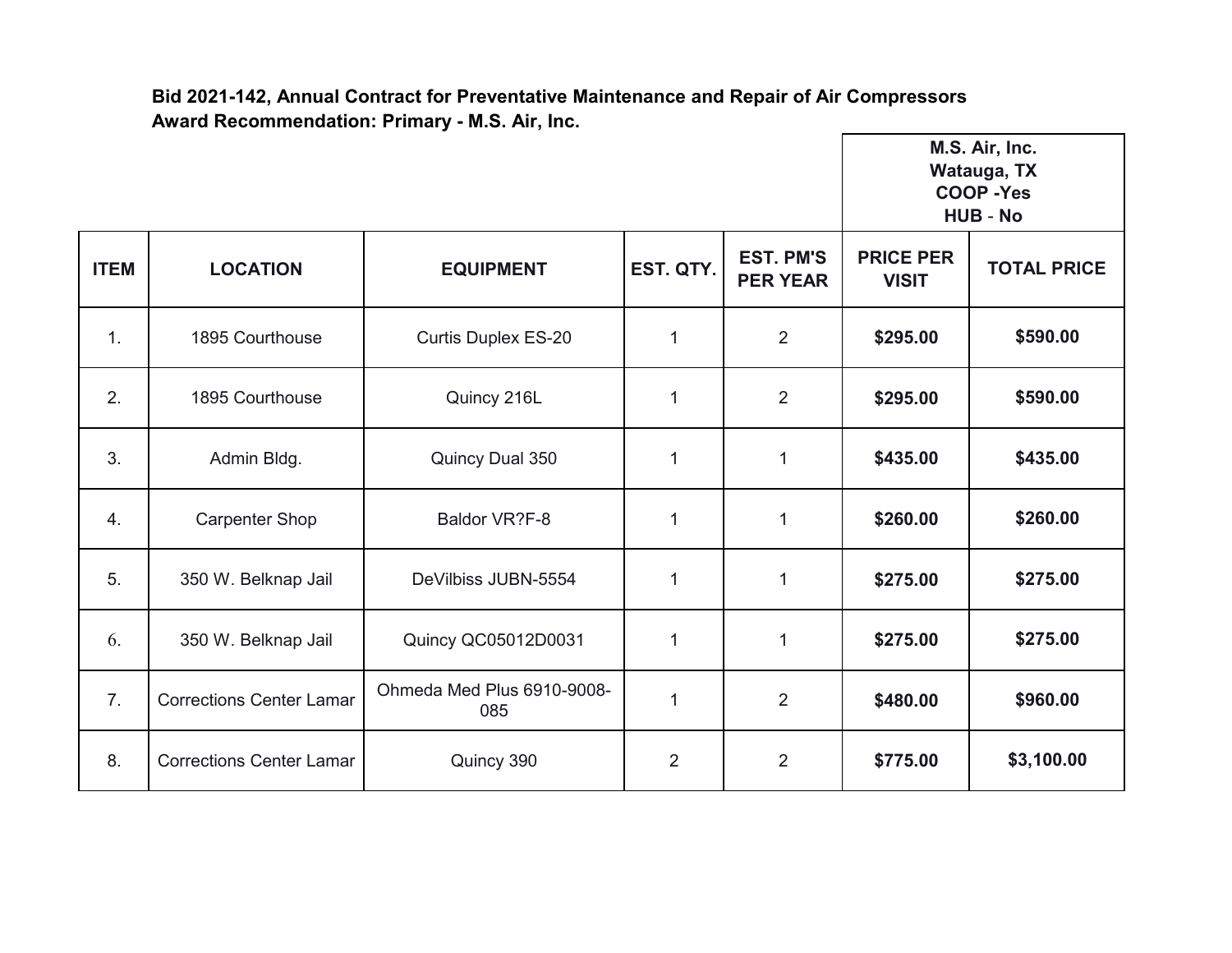**Bid 2021-142, Annual Contract for Preventative Maintenance and Repair of Air Compressors**
**Award Recommendation: Primary - M.S. Air, Inc.**

| | | | | | M.S. Air, Inc. Watauga, TX COOP -Yes HUB - No | |
|---|---|---|---|---|---|---|
| **ITEM** | **LOCATION** | **EQUIPMENT** | **EST. QTY.** | **EST. PM'S PER YEAR** | **PRICE PER VISIT** | **TOTAL PRICE** |
| 1. | 1895 Courthouse | Curtis Duplex ES-20 | 1 | 2 | **$295.00** | **$590.00** |
| 2. | 1895 Courthouse | Quincy 216L | 1 | 2 | **$295.00** | **$590.00** |
| 3. | Admin Bldg. | Quincy Dual 350 | 1 | 1 | **$435.00** | **$435.00** |
| 4. | Carpenter Shop | Baldor VR?F-8 | 1 | 1 | **$260.00** | **$260.00** |
| 5. | 350 W. Belknap Jail | DeVilbiss JUBN-5554 | 1 | 1 | **$275.00** | **$275.00** |
| 6. | 350 W. Belknap Jail | Quincy QC05012D0031 | 1 | 1 | **$275.00** | **$275.00** |
| 7. | Corrections Center Lamar | Ohmeda Med Plus 6910-9008-085 | 1 | 2 | **$480.00** | **$960.00** |
| 8. | Corrections Center Lamar | Quincy 390 | 2 | 2 | **$775.00** | **$3,100.00** |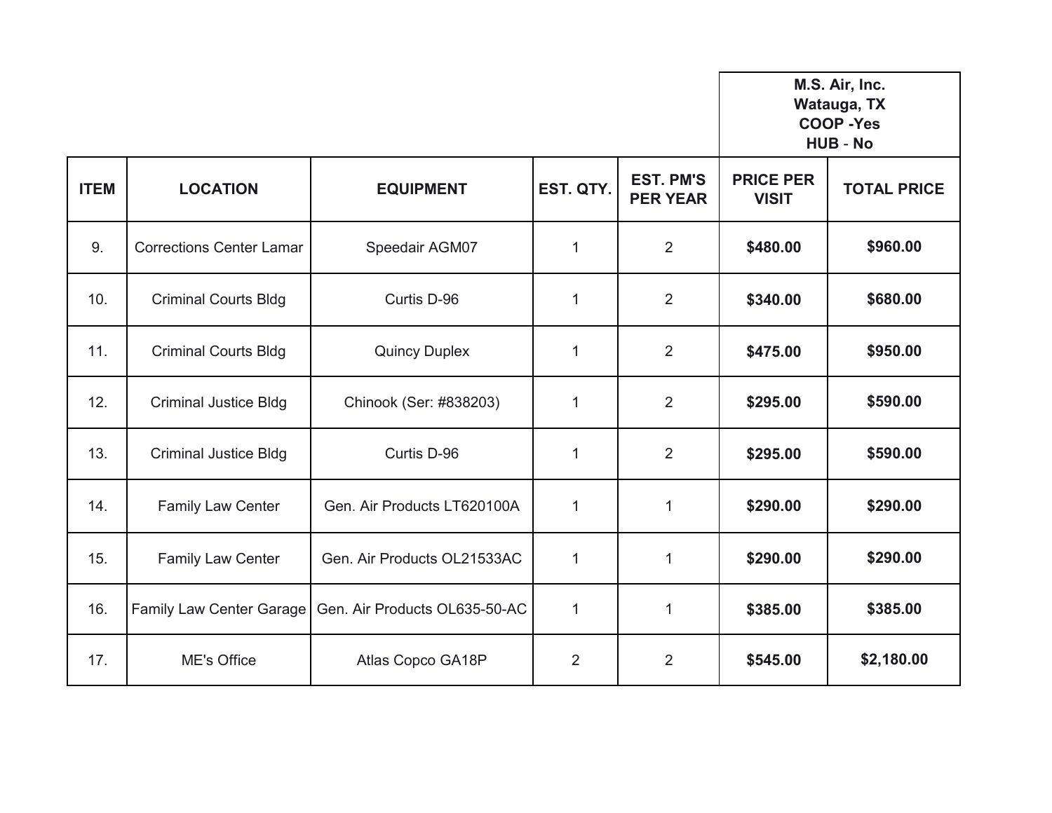| | | | | | M.S. Air, Inc.<br>Watauga, TX<br>COOP -Yes<br>HUB - No | |
|---|---|---|---|---|---|---|
| **ITEM** | **LOCATION** | **EQUIPMENT** | **EST. QTY.** | **EST. PM'S PER YEAR** | **PRICE PER VISIT** | **TOTAL PRICE** |
| 9. | Corrections Center Lamar | Speedair AGM07 | 1 | 2 | **$480.00** | **$960.00** |
| 10. | Criminal Courts Bldg | Curtis D-96 | 1 | 2 | **$340.00** | **$680.00** |
| 11. | Criminal Courts Bldg | Quincy Duplex | 1 | 2 | **$475.00** | **$950.00** |
| 12. | Criminal Justice Bldg | Chinook (Ser: #838203) | 1 | 2 | **$295.00** | **$590.00** |
| 13. | Criminal Justice Bldg | Curtis D-96 | 1 | 2 | **$295.00** | **$590.00** |
| 14. | Family Law Center | Gen. Air Products LT620100A | 1 | 1 | **$290.00** | **$290.00** |
| 15. | Family Law Center | Gen. Air Products OL21533AC | 1 | 1 | **$290.00** | **$290.00** |
| 16. | Family Law Center Garage | Gen. Air Products OL635-50-AC | 1 | 1 | **$385.00** | **$385.00** |
| 17. | ME's Office | Atlas Copco GA18P | 2 | 2 | **$545.00** | **$2,180.00** |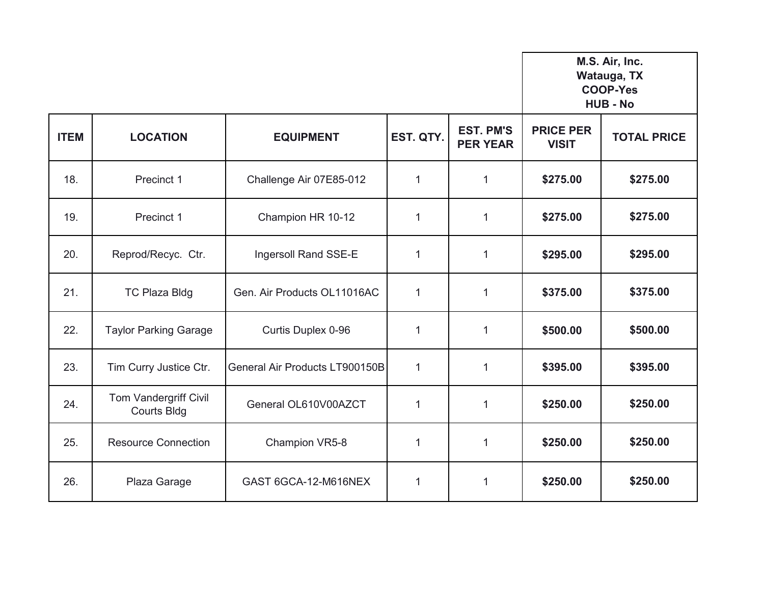| | | | | | M.S. Air, Inc. Watauga, TX COOP-Yes HUB - No | |
|---|---|---|---|---|---|---|
| **ITEM** | **LOCATION** | **EQUIPMENT** | **EST. QTY.** | **EST. PM'S PER YEAR** | **PRICE PER VISIT** | **TOTAL PRICE** |
| 18. | Precinct 1 | Challenge Air 07E85-012 | 1 | 1 | **$275.00** | **$275.00** |
| 19. | Precinct 1 | Champion HR 10-12 | 1 | 1 | **$275.00** | **$275.00** |
| 20. | Reprod/Recyc. Ctr. | Ingersoll Rand SSE-E | 1 | 1 | **$295.00** | **$295.00** |
| 21. | TC Plaza Bldg | Gen. Air Products OL11016AC | 1 | 1 | **$375.00** | **$375.00** |
| 22. | Taylor Parking Garage | Curtis Duplex 0-96 | 1 | 1 | **$500.00** | **$500.00** |
| 23. | Tim Curry Justice Ctr. | General Air Products LT900150B | 1 | 1 | **$395.00** | **$395.00** |
| 24. | Tom Vandergriff Civil Courts Bldg | General OL610V00AZCT | 1 | 1 | **$250.00** | **$250.00** |
| 25. | Resource Connection | Champion VR5-8 | 1 | 1 | **$250.00** | **$250.00** |
| 26. | Plaza Garage | GAST 6GCA-12-M616NEX | 1 | 1 | **$250.00** | **$250.00** |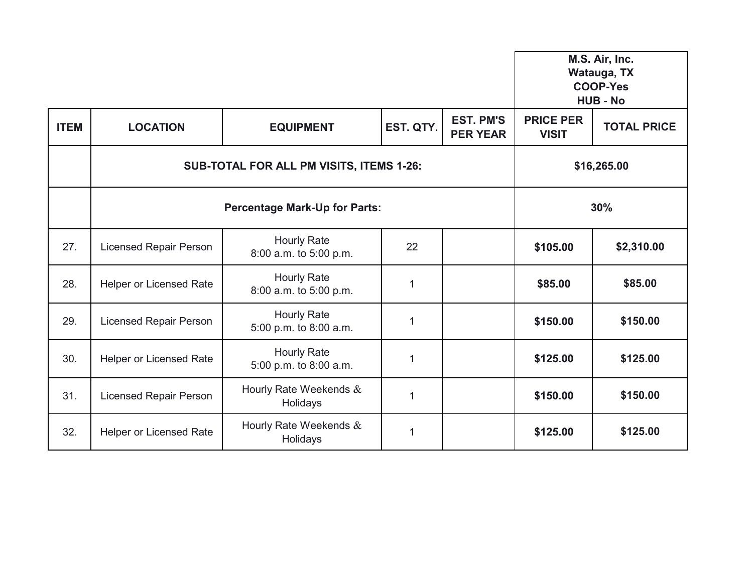| ITEM | LOCATION | EQUIPMENT | EST. QTY. | EST. PM'S PER YEAR | M.S. Air, Inc. Watauga, TX COOP-Yes HUB - No | |
|---|---|---|---|---|---|---|
| | | | | | **PRICE PER VISIT** | **TOTAL PRICE** |
| | **SUB-TOTAL FOR ALL PM VISITS, ITEMS 1-26:** | | | | **$16,265.00** | |
| | **Percentage Mark-Up for Parts:** | | | | **30%** | |
| 27. | Licensed Repair Person | Hourly Rate 8:00 a.m. to 5:00 p.m. | 22 | | **$105.00** | **$2,310.00** |
| 28. | Helper or Licensed Rate | Hourly Rate 8:00 a.m. to 5:00 p.m. | 1 | | **$85.00** | **$85.00** |
| 29. | Licensed Repair Person | Hourly Rate 5:00 p.m. to 8:00 a.m. | 1 | | **$150.00** | **$150.00** |
| 30. | Helper or Licensed Rate | Hourly Rate 5:00 p.m. to 8:00 a.m. | 1 | | **$125.00** | **$125.00** |
| 31. | Licensed Repair Person | Hourly Rate Weekends & Holidays | 1 | | **$150.00** | **$150.00** |
| 32. | Helper or Licensed Rate | Hourly Rate Weekends & Holidays | 1 | | **$125.00** | **$125.00** |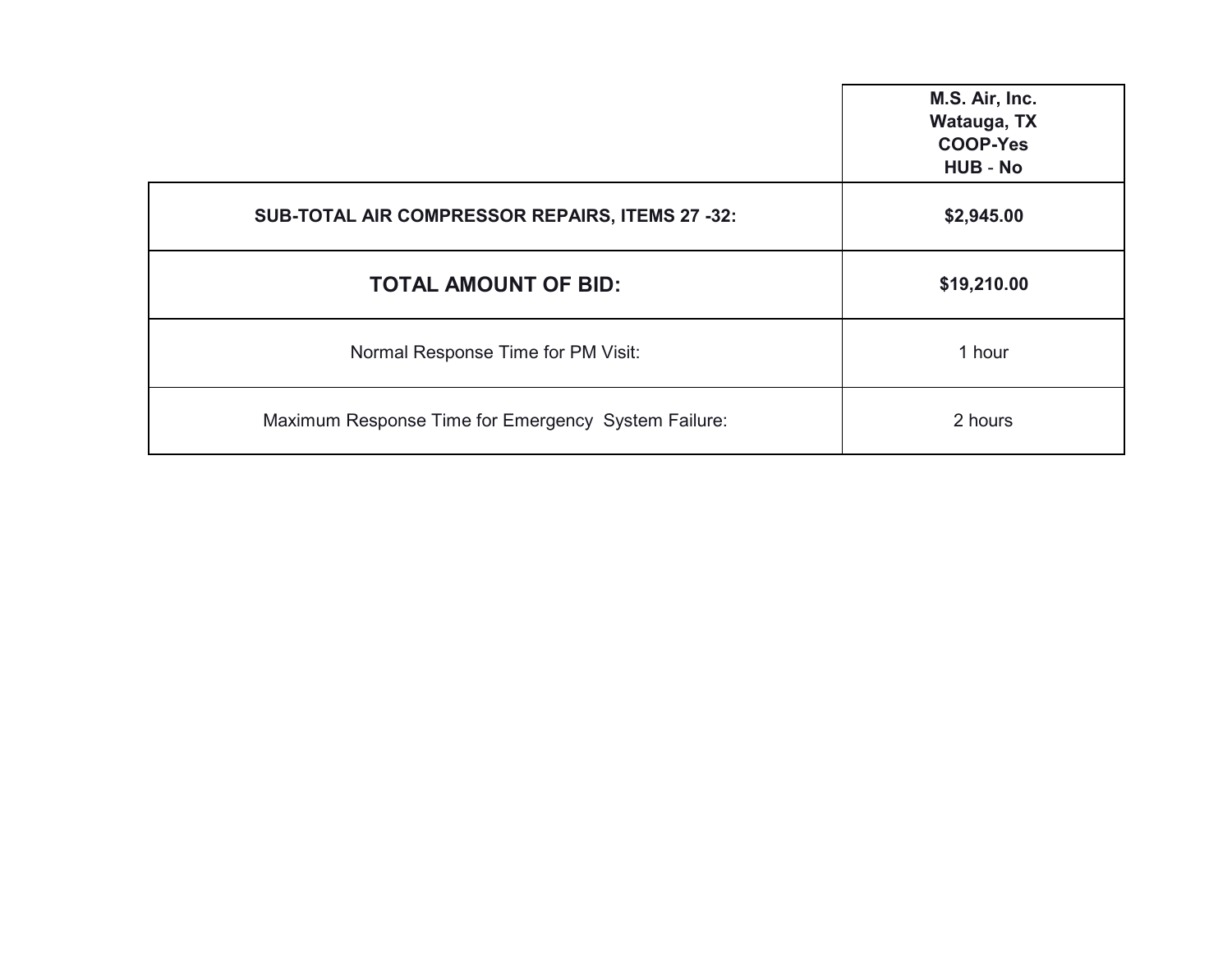| | M.S. Air, Inc.<br>Watauga, TX<br>COOP-Yes<br>HUB - No |
|---|---|
| **SUB-TOTAL AIR COMPRESSOR REPAIRS, ITEMS 27 -32:** | **$2,945.00** |
| **TOTAL AMOUNT OF BID:** | **$19,210.00** |
| Normal Response Time for PM Visit: | 1 hour |
| Maximum Response Time for Emergency System Failure: | 2 hours |